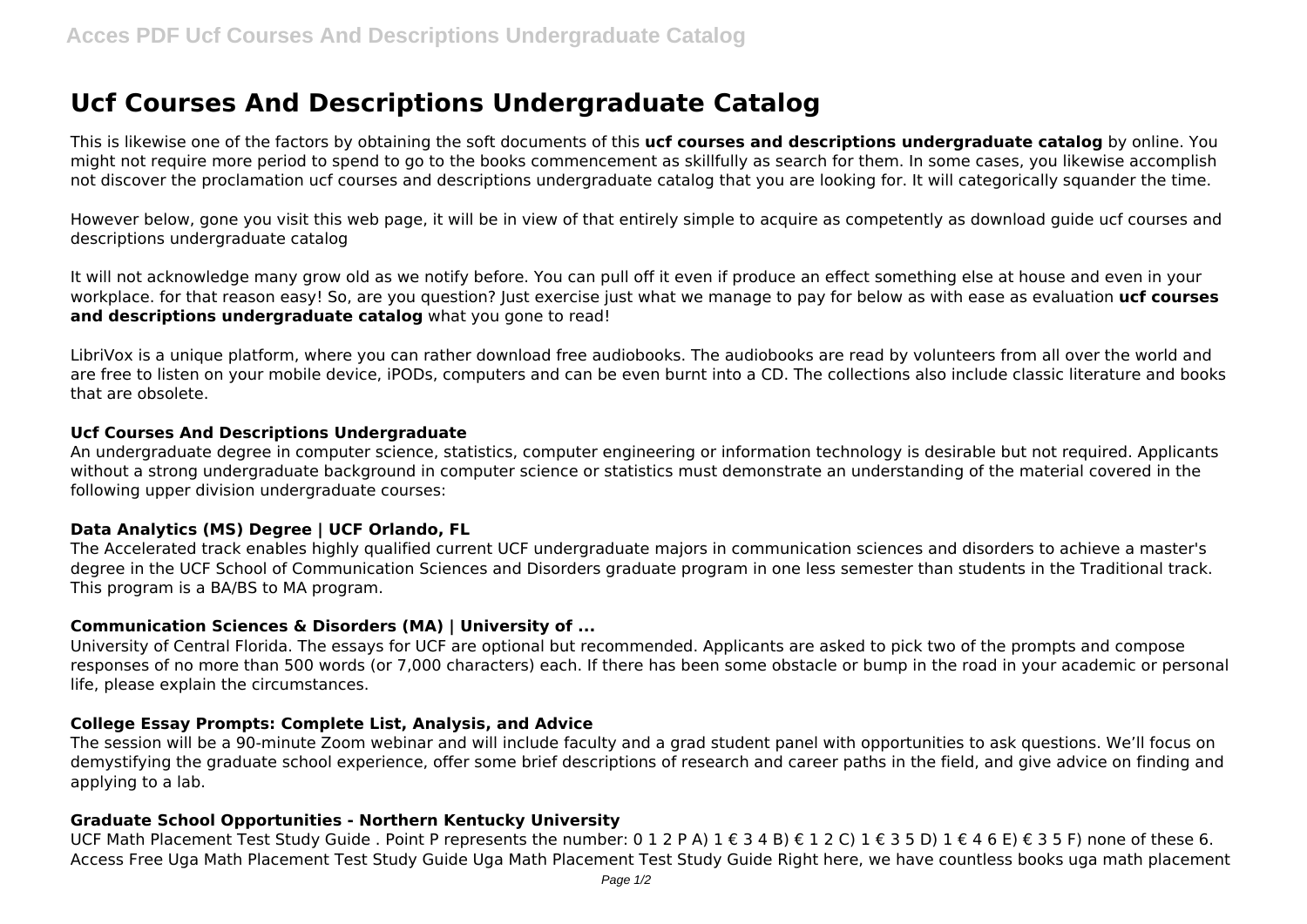# Ucf Courses And Descriptions Undergraduate Catalog

This is likewise one of the factors by obtaining the soft documents of this **ucf courses and descriptions undergraduate catalog** by online. You might not require more period to spend to go to the books commencement as skillfully as search for them. In some cases, you likewise accomplish not discover the proclamation ucf courses and descriptions undergraduate catalog that you are looking for. It will categorically squander the time.

However below, gone you visit this web page, it will be in view of that entirely simple to acquire as competently as download guide ucf courses and descriptions undergraduate catalog

It will not acknowledge many grow old as we notify before. You can pull off it even if produce an effect something else at house and even in your workplace. for that reason easy! So, are you question? Just exercise just what we manage to pay for below as with ease as evaluation **ucf courses and descriptions undergraduate catalog** what you gone to read!

LibriVox is a unique platform, where you can rather download free audiobooks. The audiobooks are read by volunteers from all over the world and are free to listen on your mobile device, iPODs, computers and can be even burnt into a CD. The collections also include classic literature and books that are obsolete.

### Ucf Courses And Descriptions Undergraduate

An undergraduate degree in computer science, statistics, computer engineering or information technology is desirable but not required. Applicants without a strong undergraduate background in computer science or statistics must demonstrate an understanding of the material covered in the following upper division undergraduate courses:

### Data Analytics (MS) Degree | UCF Orlando, FL

The Accelerated track enables highly qualified current UCF undergraduate majors in communication sciences and disorders to achieve a master's degree in the UCF School of Communication Sciences and Disorders graduate program in one less semester than students in the Traditional track. This program is a BA/BS to MA program.

### Communication Sciences & Disorders (MA) | University of ...

University of Central Florida. The essays for UCF are optional but recommended. Applicants are asked to pick two of the prompts and compose responses of no more than 500 words (or 7,000 characters) each. If there has been some obstacle or bump in the road in your academic or personal life, please explain the circumstances.

### College Essay Prompts: Complete List, Analysis, and Advice

The session will be a 90-minute Zoom webinar and will include faculty and a grad student panel with opportunities to ask questions. We'll focus on demystifying the graduate school experience, offer some brief descriptions of research and career paths in the field, and give advice on finding and applying to a lab.

### Graduate School Opportunities - Northern Kentucky University

UCF Math Placement Test Study Guide . Point P represents the number: 0 1 2 P A) 1 € 3 4 B) € 1 2 C) 1 € 3 5 D) 1 € 4 6 E) € 3 5 F) none of these 6. Access Free Uga Math Placement Test Study Guide Uga Math Placement Test Study Guide Right here, we have countless books uga math placement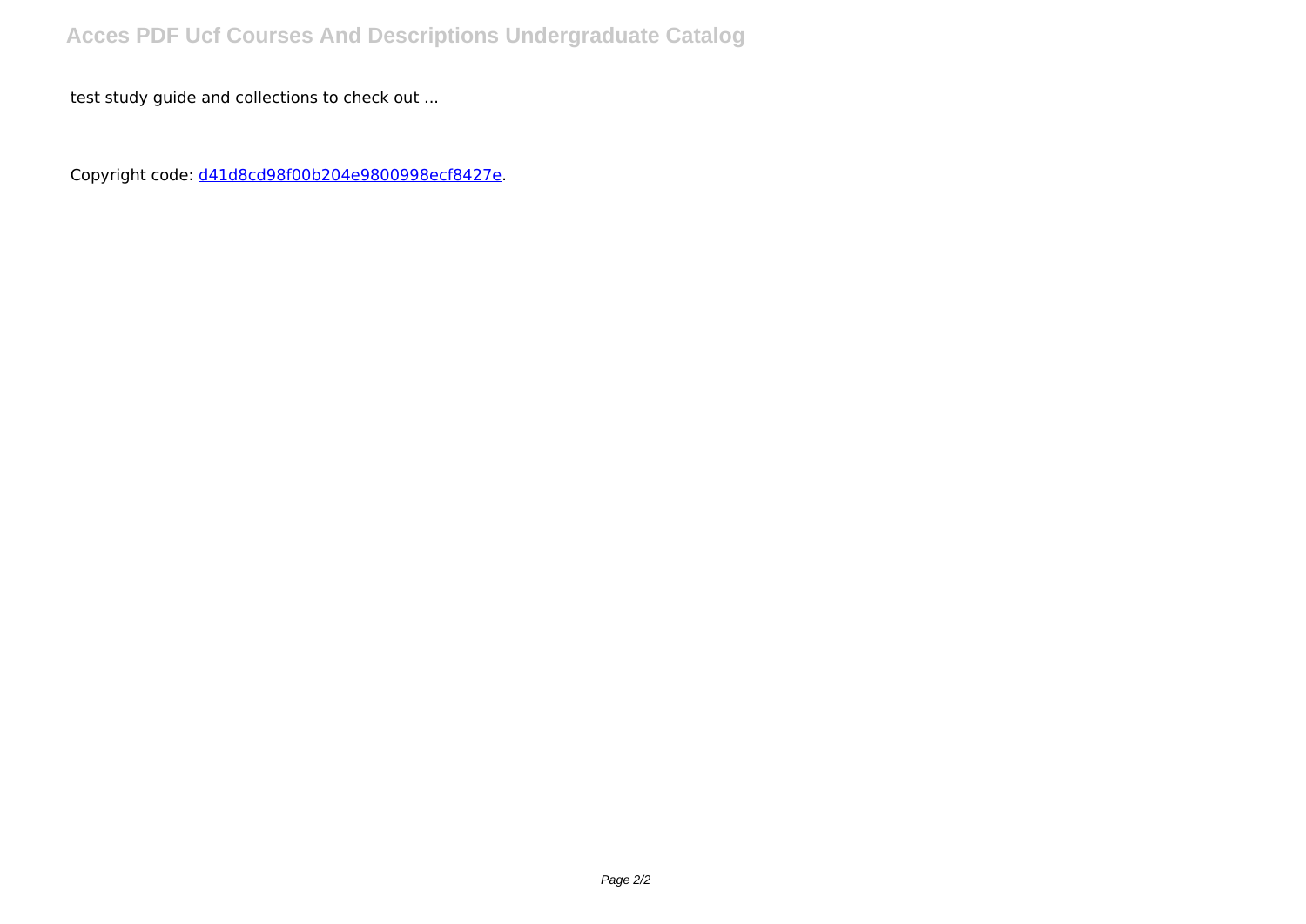test study guide and collections to check out ...

Copyright code: [d41d8cd98f00b204e9800998ecf8427e](d41d8cd98f00b204e9800998ecf8427e).